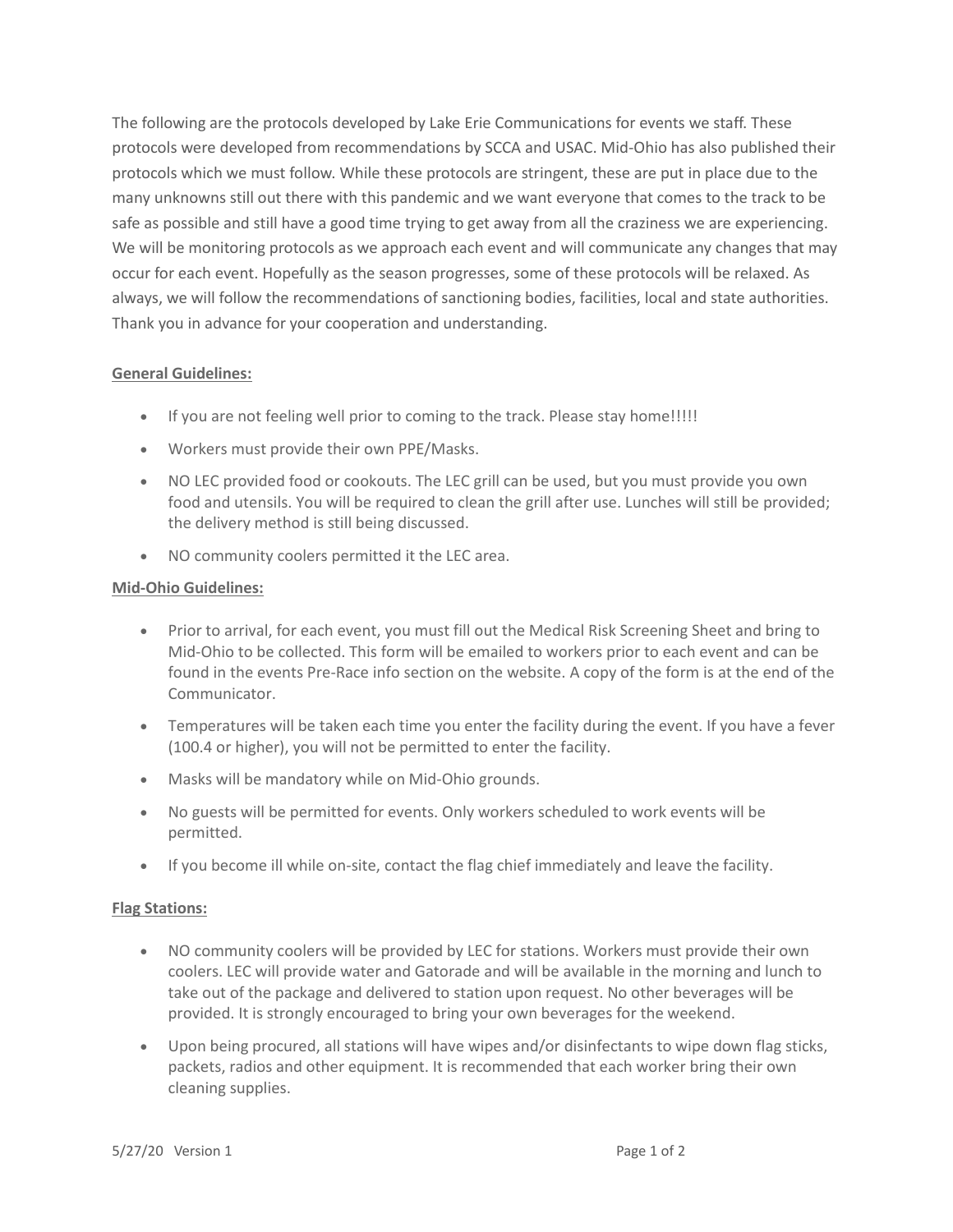The following are the protocols developed by Lake Erie Communications for events we staff. These protocols were developed from recommendations by SCCA and USAC. Mid-Ohio has also published their protocols which we must follow. While these protocols are stringent, these are put in place due to the many unknowns still out there with this pandemic and we want everyone that comes to the track to be safe as possible and still have a good time trying to get away from all the craziness we are experiencing. We will be monitoring protocols as we approach each event and will communicate any changes that may occur for each event. Hopefully as the season progresses, some of these protocols will be relaxed. As always, we will follow the recommendations of sanctioning bodies, facilities, local and state authorities. Thank you in advance for your cooperation and understanding.

**General Guidelines:**

- If you are not feeling well prior to coming to the track. Please stay home!!!!!
- Workers must provide their own PPE/Masks.
- NO LEC provided food or cookouts. The LEC grill can be used, but you must provide you own food and utensils. You will be required to clean the grill after use. Lunches will still be provided; the delivery method is still being discussed.
- NO community coolers permitted it the LEC area.

**Mid-Ohio Guidelines:**

- Prior to arrival, for each event, you must fill out the Medical Risk Screening Sheet and bring to Mid-Ohio to be collected. This form will be emailed to workers prior to each event and can be found in the events Pre-Race info section on the website. A copy of the form is at the end of the Communicator.
- Temperatures will be taken each time you enter the facility during the event. If you have a fever (100.4 or higher), you will not be permitted to enter the facility.
- Masks will be mandatory while on Mid-Ohio grounds.
- No guests will be permitted for events. Only workers scheduled to work events will be permitted.
- If you become ill while on-site, contact the flag chief immediately and leave the facility.

**Flag Stations:**

- NO community coolers will be provided by LEC for stations. Workers must provide their own coolers. LEC will provide water and Gatorade and will be available in the morning and lunch to take out of the package and delivered to station upon request. No other beverages will be provided. It is strongly encouraged to bring your own beverages for the weekend.
- Upon being procured, all stations will have wipes and/or disinfectants to wipe down flag sticks, packets, radios and other equipment. It is recommended that each worker bring their own cleaning supplies.

5/27/20 Version 1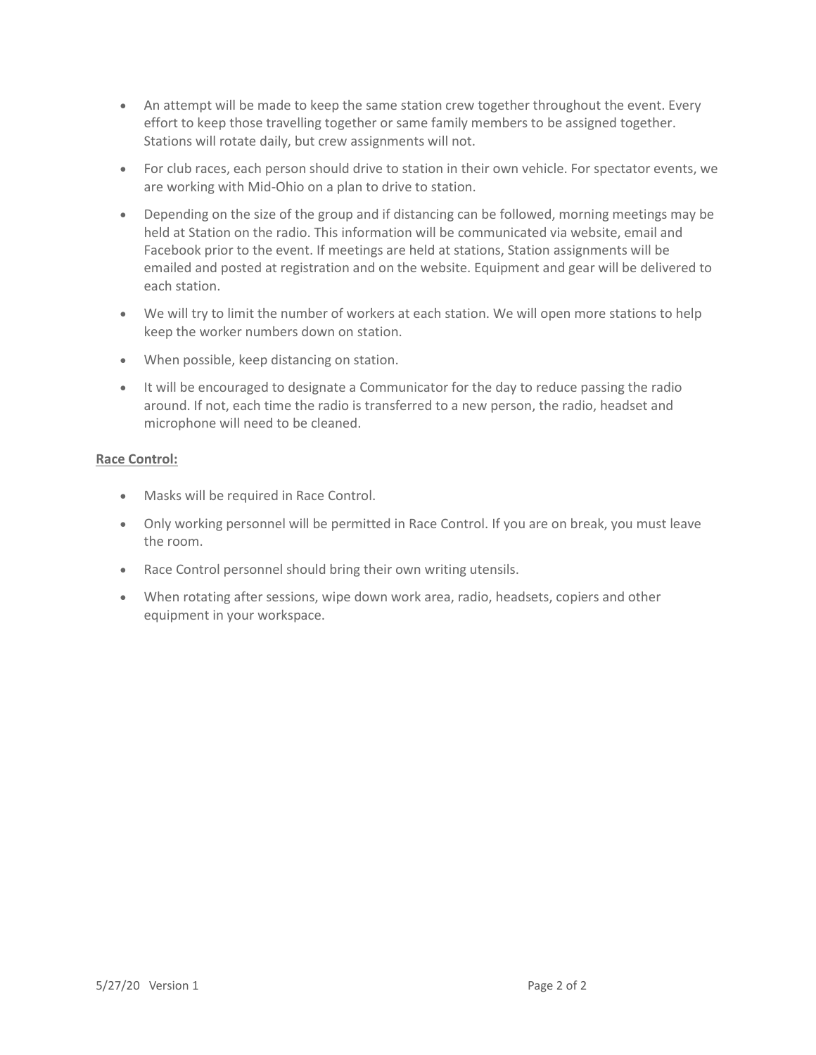- An attempt will be made to keep the same station crew together throughout the event. Every effort to keep those travelling together or same family members to be assigned together. Stations will rotate daily, but crew assignments will not.
- For club races, each person should drive to station in their own vehicle. For spectator events, we are working with Mid-Ohio on a plan to drive to station.
- Depending on the size of the group and if distancing can be followed, morning meetings may be held at Station on the radio. This information will be communicated via website, email and Facebook prior to the event. If meetings are held at stations, Station assignments will be emailed and posted at registration and on the website. Equipment and gear will be delivered to each station.
- We will try to limit the number of workers at each station. We will open more stations to help keep the worker numbers down on station.
- When possible, keep distancing on station.
- It will be encouraged to designate a Communicator for the day to reduce passing the radio around. If not, each time the radio is transferred to a new person, the radio, headset and microphone will need to be cleaned.

**Race Control:**

- Masks will be required in Race Control.
- Only working personnel will be permitted in Race Control. If you are on break, you must leave the room.
- Race Control personnel should bring their own writing utensils.
- When rotating after sessions, wipe down work area, radio, headsets, copiers and other equipment in your workspace.

5/27/20 Version 1